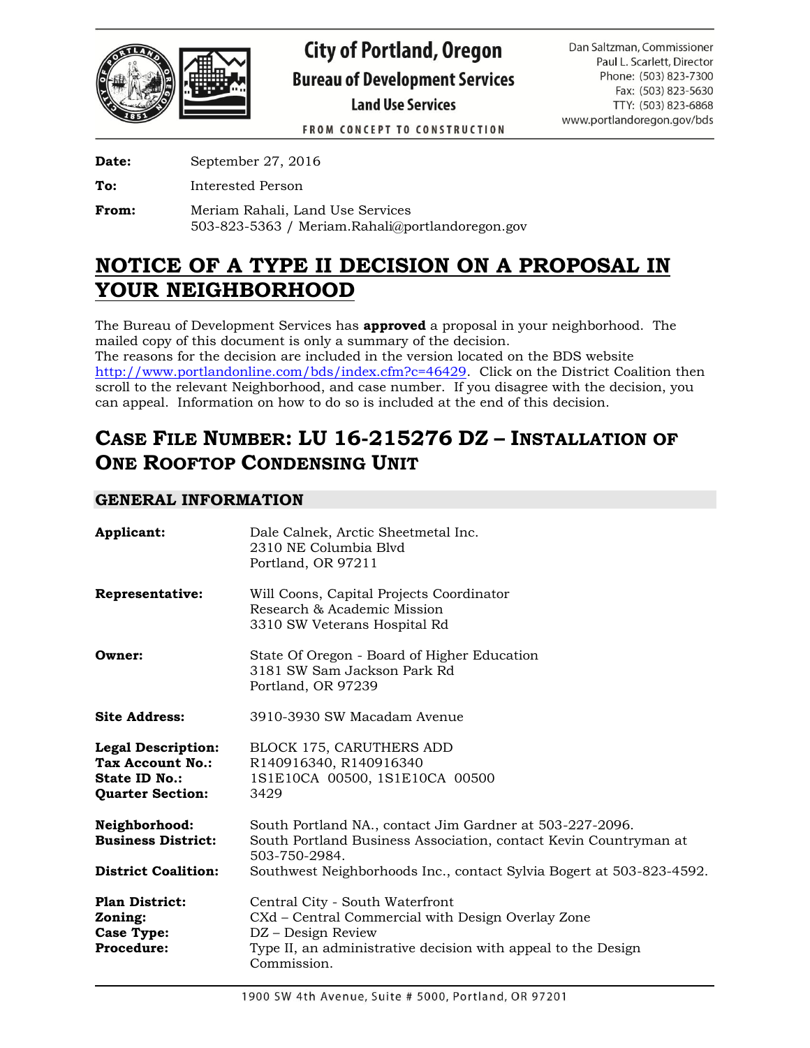# City of Portland, Oregon
## Bureau of Development Services
### Land Use Services

FROM CONCEPT TO CONSTRUCTION

Dan Saltzman, Commissioner
Paul L. Scarlett, Director
Phone: (503) 823-7300
Fax: (503) 823-5630
TTY: (503) 823-6868
www.portlandoregon.gov/bds

**Date:** September 27, 2016

**To:** Interested Person

**From:** Meriam Rahali, Land Use Services
503-823-5363 / Meriam.Rahali@portlandoregon.gov

# NOTICE OF A TYPE II DECISION ON A PROPOSAL IN YOUR NEIGHBORHOOD

The Bureau of Development Services has **approved** a proposal in your neighborhood. The mailed copy of this document is only a summary of the decision.
The reasons for the decision are included in the version located on the BDS website http://www.portlandonline.com/bds/index.cfm?c=46429. Click on the District Coalition then scroll to the relevant Neighborhood, and case number. If you disagree with the decision, you can appeal. Information on how to do so is included at the end of this decision.

## CASE FILE NUMBER: LU 16-215276 DZ – INSTALLATION OF ONE ROOFTOP CONDENSING UNIT

### GENERAL INFORMATION

**Applicant:** Dale Calnek, Arctic Sheetmetal Inc.
2310 NE Columbia Blvd
Portland, OR 97211

**Representative:** Will Coons, Capital Projects Coordinator
Research & Academic Mission
3310 SW Veterans Hospital Rd

**Owner:** State Of Oregon - Board of Higher Education
3181 SW Sam Jackson Park Rd
Portland, OR 97239

**Site Address:** 3910-3930 SW Macadam Avenue

**Legal Description:** BLOCK 175, CARUTHERS ADD
**Tax Account No.:** R140916340, R140916340
**State ID No.:** 1S1E10CA 00500, 1S1E10CA 00500
**Quarter Section:** 3429

**Neighborhood:** South Portland NA., contact Jim Gardner at 503-227-2096.
**Business District:** South Portland Business Association, contact Kevin Countryman at 503-750-2984.
**District Coalition:** Southwest Neighborhoods Inc., contact Sylvia Bogert at 503-823-4592.

**Plan District:** Central City - South Waterfront
**Zoning:** CXd – Central Commercial with Design Overlay Zone
**Case Type:** DZ – Design Review
**Procedure:** Type II, an administrative decision with appeal to the Design Commission.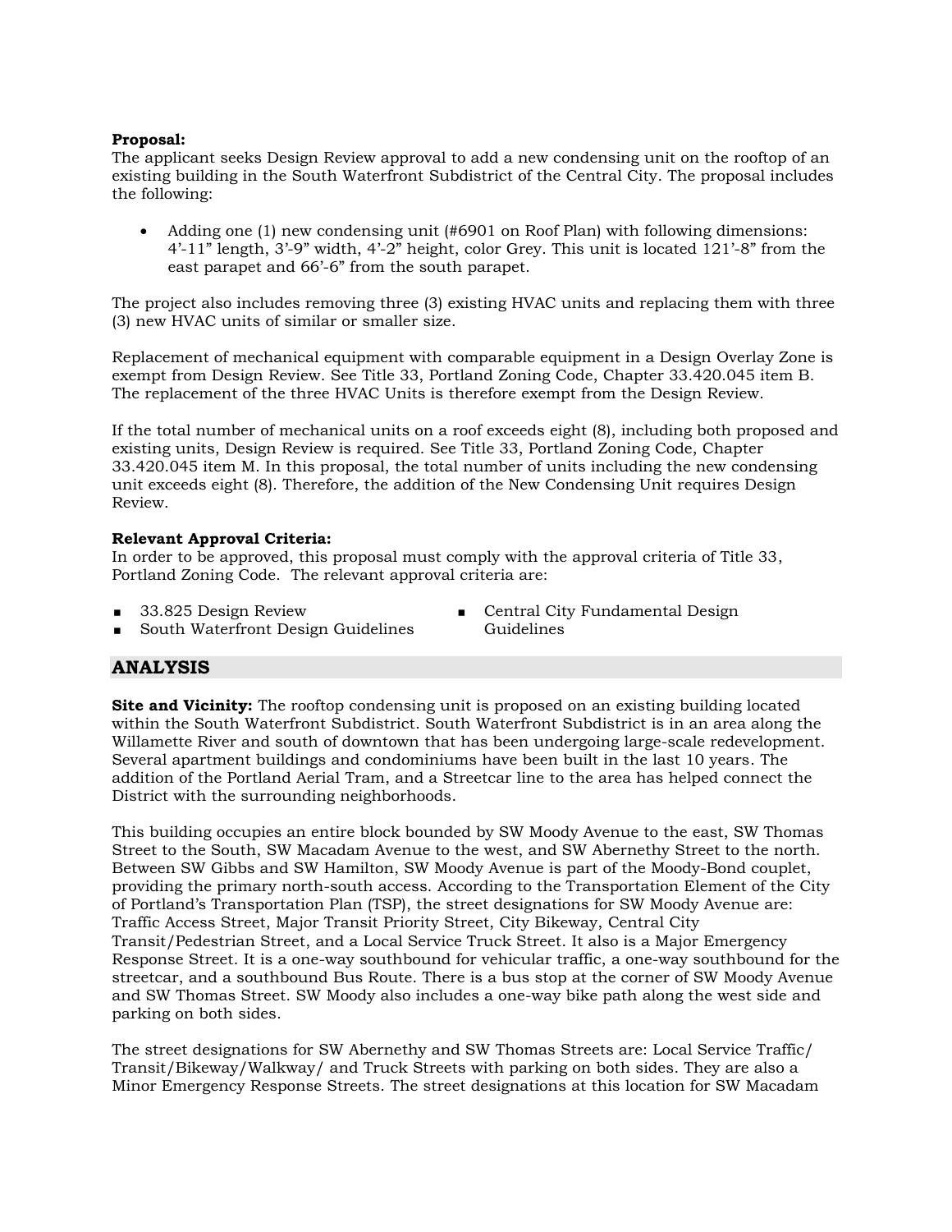**Proposal:**
The applicant seeks Design Review approval to add a new condensing unit on the rooftop of an existing building in the South Waterfront Subdistrict of the Central City. The proposal includes the following:

- Adding one (1) new condensing unit (#6901 on Roof Plan) with following dimensions: 4'-11" length, 3'-9" width, 4'-2" height, color Grey. This unit is located 121'-8" from the east parapet and 66'-6" from the south parapet.

The project also includes removing three (3) existing HVAC units and replacing them with three (3) new HVAC units of similar or smaller size.

Replacement of mechanical equipment with comparable equipment in a Design Overlay Zone is exempt from Design Review. See Title 33, Portland Zoning Code, Chapter 33.420.045 item B. The replacement of the three HVAC Units is therefore exempt from the Design Review.

If the total number of mechanical units on a roof exceeds eight (8), including both proposed and existing units, Design Review is required. See Title 33, Portland Zoning Code, Chapter 33.420.045 item M. In this proposal, the total number of units including the new condensing unit exceeds eight (8). Therefore, the addition of the New Condensing Unit requires Design Review.

**Relevant Approval Criteria:**
In order to be approved, this proposal must comply with the approval criteria of Title 33, Portland Zoning Code. The relevant approval criteria are:

- 33.825 Design Review
- South Waterfront Design Guidelines
- Central City Fundamental Design Guidelines

## ANALYSIS

**Site and Vicinity:** The rooftop condensing unit is proposed on an existing building located within the South Waterfront Subdistrict. South Waterfront Subdistrict is in an area along the Willamette River and south of downtown that has been undergoing large-scale redevelopment. Several apartment buildings and condominiums have been built in the last 10 years. The addition of the Portland Aerial Tram, and a Streetcar line to the area has helped connect the District with the surrounding neighborhoods.

This building occupies an entire block bounded by SW Moody Avenue to the east, SW Thomas Street to the South, SW Macadam Avenue to the west, and SW Abernethy Street to the north. Between SW Gibbs and SW Hamilton, SW Moody Avenue is part of the Moody-Bond couplet, providing the primary north-south access. According to the Transportation Element of the City of Portland's Transportation Plan (TSP), the street designations for SW Moody Avenue are: Traffic Access Street, Major Transit Priority Street, City Bikeway, Central City Transit/Pedestrian Street, and a Local Service Truck Street. It also is a Major Emergency Response Street. It is a one-way southbound for vehicular traffic, a one-way southbound for the streetcar, and a southbound Bus Route. There is a bus stop at the corner of SW Moody Avenue and SW Thomas Street. SW Moody also includes a one-way bike path along the west side and parking on both sides.

The street designations for SW Abernethy and SW Thomas Streets are: Local Service Traffic/ Transit/Bikeway/Walkway/ and Truck Streets with parking on both sides. They are also a Minor Emergency Response Streets. The street designations at this location for SW Macadam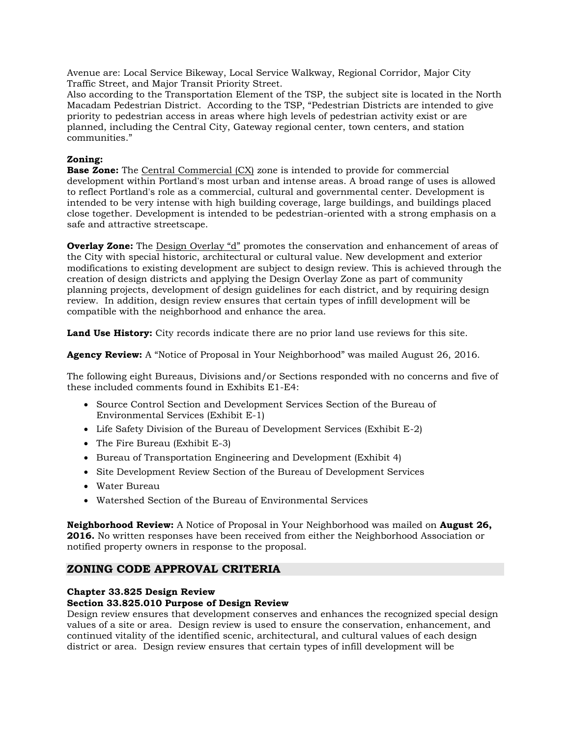Avenue are: Local Service Bikeway, Local Service Walkway, Regional Corridor, Major City Traffic Street, and Major Transit Priority Street.

Also according to the Transportation Element of the TSP, the subject site is located in the North Macadam Pedestrian District. According to the TSP, "Pedestrian Districts are intended to give priority to pedestrian access in areas where high levels of pedestrian activity exist or are planned, including the Central City, Gateway regional center, town centers, and station communities."

**Zoning:**

**Base Zone:** The Central Commercial (CX) zone is intended to provide for commercial development within Portland's most urban and intense areas. A broad range of uses is allowed to reflect Portland's role as a commercial, cultural and governmental center. Development is intended to be very intense with high building coverage, large buildings, and buildings placed close together. Development is intended to be pedestrian-oriented with a strong emphasis on a safe and attractive streetscape.

**Overlay Zone:** The Design Overlay "d" promotes the conservation and enhancement of areas of the City with special historic, architectural or cultural value. New development and exterior modifications to existing development are subject to design review. This is achieved through the creation of design districts and applying the Design Overlay Zone as part of community planning projects, development of design guidelines for each district, and by requiring design review. In addition, design review ensures that certain types of infill development will be compatible with the neighborhood and enhance the area.

**Land Use History:** City records indicate there are no prior land use reviews for this site.

**Agency Review:** A "Notice of Proposal in Your Neighborhood" was mailed August 26, 2016.

The following eight Bureaus, Divisions and/or Sections responded with no concerns and five of these included comments found in Exhibits E1-E4:

- Source Control Section and Development Services Section of the Bureau of Environmental Services (Exhibit E-1)
- Life Safety Division of the Bureau of Development Services (Exhibit E-2)
- The Fire Bureau (Exhibit E-3)
- Bureau of Transportation Engineering and Development (Exhibit 4)
- Site Development Review Section of the Bureau of Development Services
- Water Bureau
- Watershed Section of the Bureau of Environmental Services

**Neighborhood Review:** A Notice of Proposal in Your Neighborhood was mailed on **August 26, 2016.** No written responses have been received from either the Neighborhood Association or notified property owners in response to the proposal.

## ZONING CODE APPROVAL CRITERIA

**Chapter 33.825 Design Review**

**Section 33.825.010 Purpose of Design Review**

Design review ensures that development conserves and enhances the recognized special design values of a site or area. Design review is used to ensure the conservation, enhancement, and continued vitality of the identified scenic, architectural, and cultural values of each design district or area. Design review ensures that certain types of infill development will be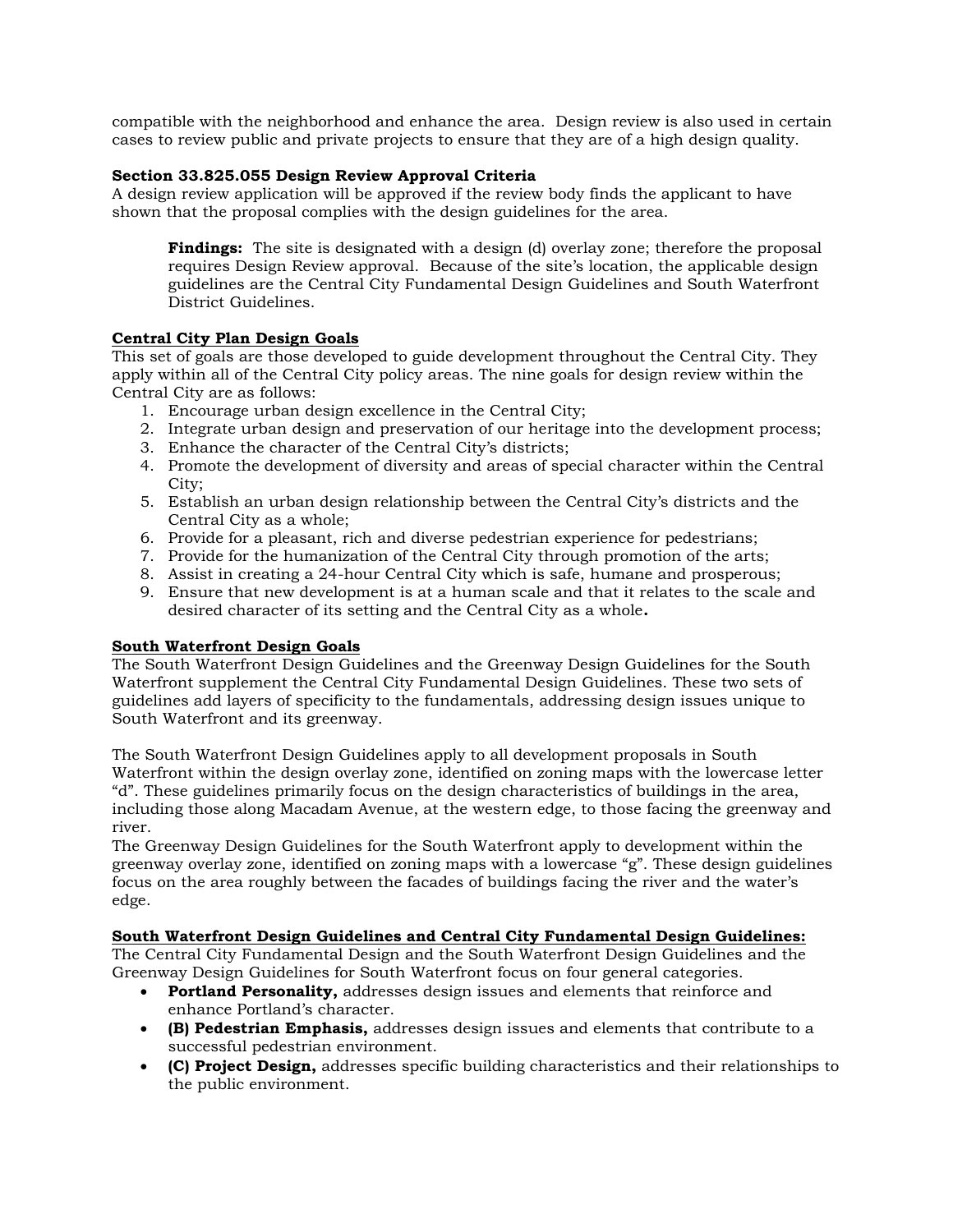compatible with the neighborhood and enhance the area. Design review is also used in certain cases to review public and private projects to ensure that they are of a high design quality.

**Section 33.825.055 Design Review Approval Criteria**
A design review application will be approved if the review body finds the applicant to have shown that the proposal complies with the design guidelines for the area.

> **Findings:** The site is designated with a design (d) overlay zone; therefore the proposal requires Design Review approval. Because of the site's location, the applicable design guidelines are the Central City Fundamental Design Guidelines and South Waterfront District Guidelines.

**<u>Central City Plan Design Goals</u>**
This set of goals are those developed to guide development throughout the Central City. They apply within all of the Central City policy areas. The nine goals for design review within the Central City are as follows:

1. Encourage urban design excellence in the Central City;
2. Integrate urban design and preservation of our heritage into the development process;
3. Enhance the character of the Central City's districts;
4. Promote the development of diversity and areas of special character within the Central City;
5. Establish an urban design relationship between the Central City's districts and the Central City as a whole;
6. Provide for a pleasant, rich and diverse pedestrian experience for pedestrians;
7. Provide for the humanization of the Central City through promotion of the arts;
8. Assist in creating a 24-hour Central City which is safe, humane and prosperous;
9. Ensure that new development is at a human scale and that it relates to the scale and desired character of its setting and the Central City as a whole**.**

**<u>South Waterfront Design Goals</u>**
The South Waterfront Design Guidelines and the Greenway Design Guidelines for the South Waterfront supplement the Central City Fundamental Design Guidelines. These two sets of guidelines add layers of specificity to the fundamentals, addressing design issues unique to South Waterfront and its greenway.

The South Waterfront Design Guidelines apply to all development proposals in South Waterfront within the design overlay zone, identified on zoning maps with the lowercase letter "d". These guidelines primarily focus on the design characteristics of buildings in the area, including those along Macadam Avenue, at the western edge, to those facing the greenway and river.
The Greenway Design Guidelines for the South Waterfront apply to development within the greenway overlay zone, identified on zoning maps with a lowercase "g". These design guidelines focus on the area roughly between the facades of buildings facing the river and the water's edge.

**<u>South Waterfront Design Guidelines and Central City Fundamental Design Guidelines:</u>**
The Central City Fundamental Design and the South Waterfront Design Guidelines and the Greenway Design Guidelines for South Waterfront focus on four general categories.

- **Portland Personality,** addresses design issues and elements that reinforce and enhance Portland's character.
- **(B) Pedestrian Emphasis,** addresses design issues and elements that contribute to a successful pedestrian environment.
- **(C) Project Design,** addresses specific building characteristics and their relationships to the public environment.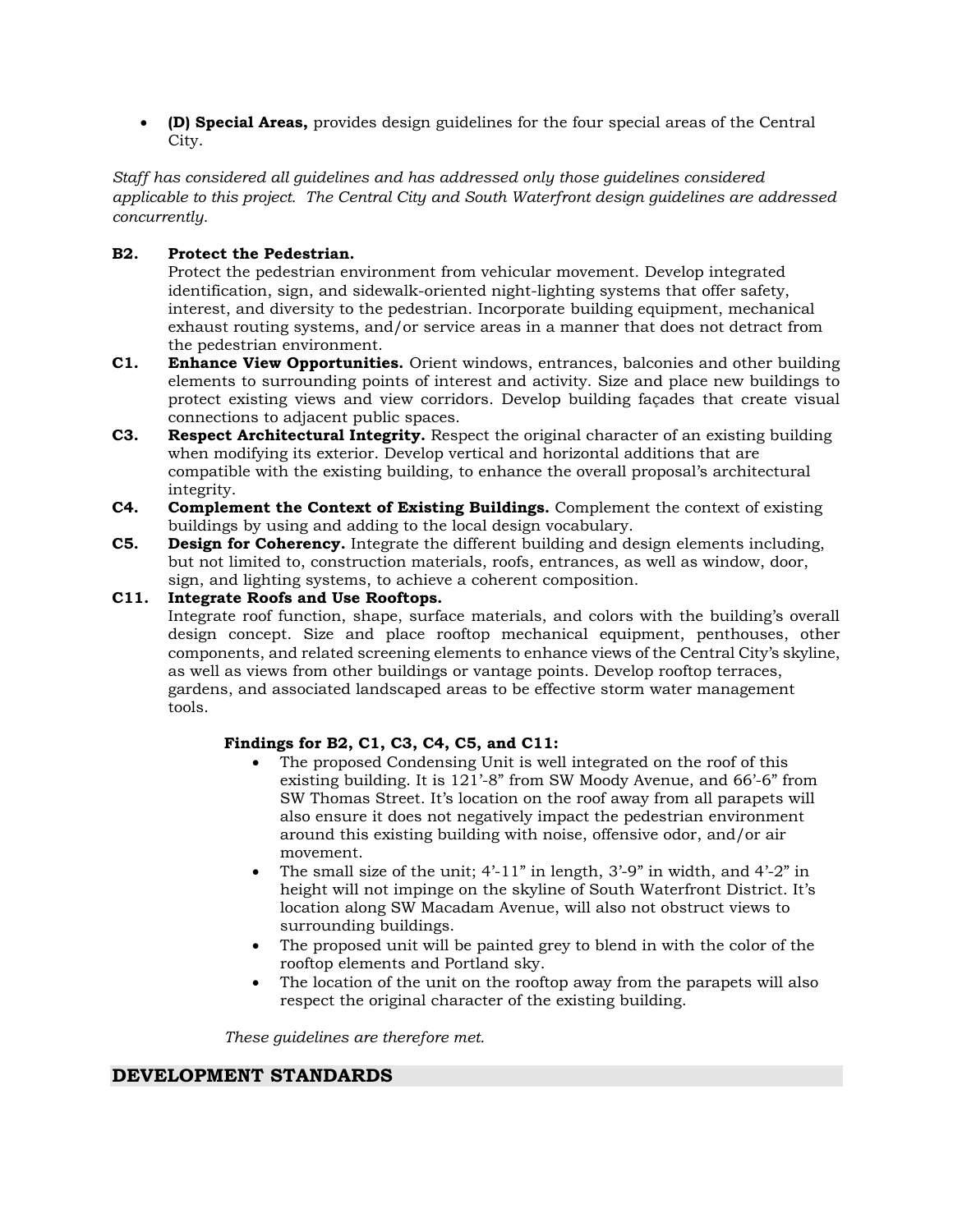- **(D) Special Areas,** provides design guidelines for the four special areas of the Central City.

*Staff has considered all guidelines and has addressed only those guidelines considered applicable to this project. The Central City and South Waterfront design guidelines are addressed concurrently.*

**B2. Protect the Pedestrian.**
Protect the pedestrian environment from vehicular movement. Develop integrated identification, sign, and sidewalk-oriented night-lighting systems that offer safety, interest, and diversity to the pedestrian. Incorporate building equipment, mechanical exhaust routing systems, and/or service areas in a manner that does not detract from the pedestrian environment.

**C1. Enhance View Opportunities.** Orient windows, entrances, balconies and other building elements to surrounding points of interest and activity. Size and place new buildings to protect existing views and view corridors. Develop building façades that create visual connections to adjacent public spaces.

**C3. Respect Architectural Integrity.** Respect the original character of an existing building when modifying its exterior. Develop vertical and horizontal additions that are compatible with the existing building, to enhance the overall proposal's architectural integrity.

**C4. Complement the Context of Existing Buildings.** Complement the context of existing buildings by using and adding to the local design vocabulary.

**C5. Design for Coherency.** Integrate the different building and design elements including, but not limited to, construction materials, roofs, entrances, as well as window, door, sign, and lighting systems, to achieve a coherent composition.

**C11. Integrate Roofs and Use Rooftops.**
Integrate roof function, shape, surface materials, and colors with the building's overall design concept. Size and place rooftop mechanical equipment, penthouses, other components, and related screening elements to enhance views of the Central City's skyline, as well as views from other buildings or vantage points. Develop rooftop terraces, gardens, and associated landscaped areas to be effective storm water management tools.

**Findings for B2, C1, C3, C4, C5, and C11:**

- The proposed Condensing Unit is well integrated on the roof of this existing building. It is 121'-8" from SW Moody Avenue, and 66'-6" from SW Thomas Street. It's location on the roof away from all parapets will also ensure it does not negatively impact the pedestrian environment around this existing building with noise, offensive odor, and/or air movement.
- The small size of the unit; 4'-11" in length, 3'-9" in width, and 4'-2" in height will not impinge on the skyline of South Waterfront District. It's location along SW Macadam Avenue, will also not obstruct views to surrounding buildings.
- The proposed unit will be painted grey to blend in with the color of the rooftop elements and Portland sky.
- The location of the unit on the rooftop away from the parapets will also respect the original character of the existing building.

*These guidelines are therefore met.*

## DEVELOPMENT STANDARDS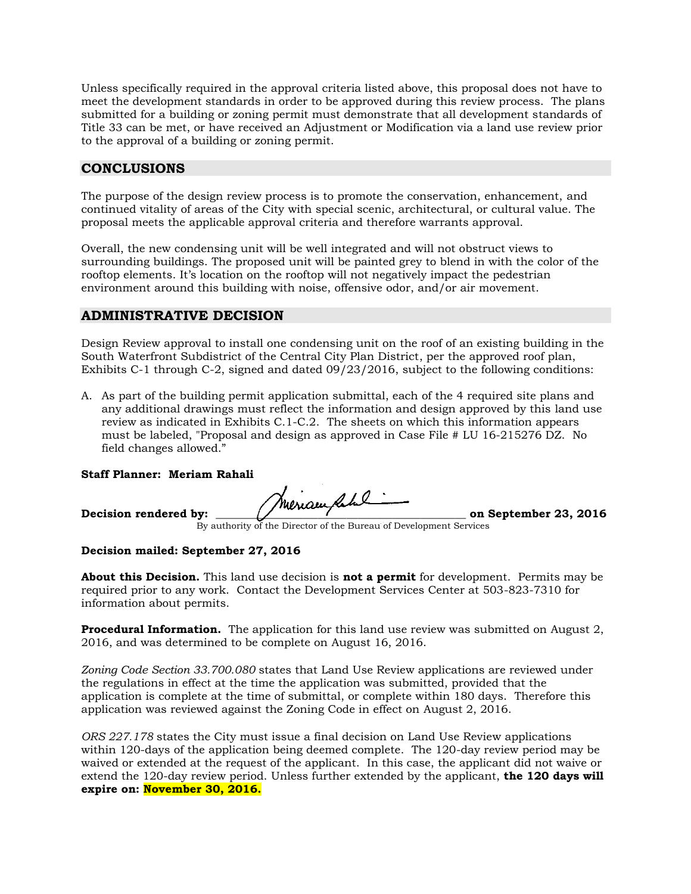Unless specifically required in the approval criteria listed above, this proposal does not have to meet the development standards in order to be approved during this review process. The plans submitted for a building or zoning permit must demonstrate that all development standards of Title 33 can be met, or have received an Adjustment or Modification via a land use review prior to the approval of a building or zoning permit.

## CONCLUSIONS

The purpose of the design review process is to promote the conservation, enhancement, and continued vitality of areas of the City with special scenic, architectural, or cultural value. The proposal meets the applicable approval criteria and therefore warrants approval.

Overall, the new condensing unit will be well integrated and will not obstruct views to surrounding buildings. The proposed unit will be painted grey to blend in with the color of the rooftop elements. It's location on the rooftop will not negatively impact the pedestrian environment around this building with noise, offensive odor, and/or air movement.

## ADMINISTRATIVE DECISION

Design Review approval to install one condensing unit on the roof of an existing building in the South Waterfront Subdistrict of the Central City Plan District, per the approved roof plan, Exhibits C-1 through C-2, signed and dated 09/23/2016, subject to the following conditions:

A. As part of the building permit application submittal, each of the 4 required site plans and any additional drawings must reflect the information and design approved by this land use review as indicated in Exhibits C.1-C.2. The sheets on which this information appears must be labeled, "Proposal and design as approved in Case File # LU 16-215276 DZ. No field changes allowed."

**Staff Planner: Meriam Rahali**

**Decision rendered by:** ______________________________ **on September 23, 2016**
By authority of the Director of the Bureau of Development Services

**Decision mailed: September 27, 2016**

**About this Decision.** This land use decision is **not a permit** for development. Permits may be required prior to any work. Contact the Development Services Center at 503-823-7310 for information about permits.

**Procedural Information.** The application for this land use review was submitted on August 2, 2016, and was determined to be complete on August 16, 2016.

*Zoning Code Section 33.700.080* states that Land Use Review applications are reviewed under the regulations in effect at the time the application was submitted, provided that the application is complete at the time of submittal, or complete within 180 days. Therefore this application was reviewed against the Zoning Code in effect on August 2, 2016.

*ORS 227.178* states the City must issue a final decision on Land Use Review applications within 120-days of the application being deemed complete. The 120-day review period may be waived or extended at the request of the applicant. In this case, the applicant did not waive or extend the 120-day review period. Unless further extended by the applicant, **the 120 days will expire on: November 30, 2016.**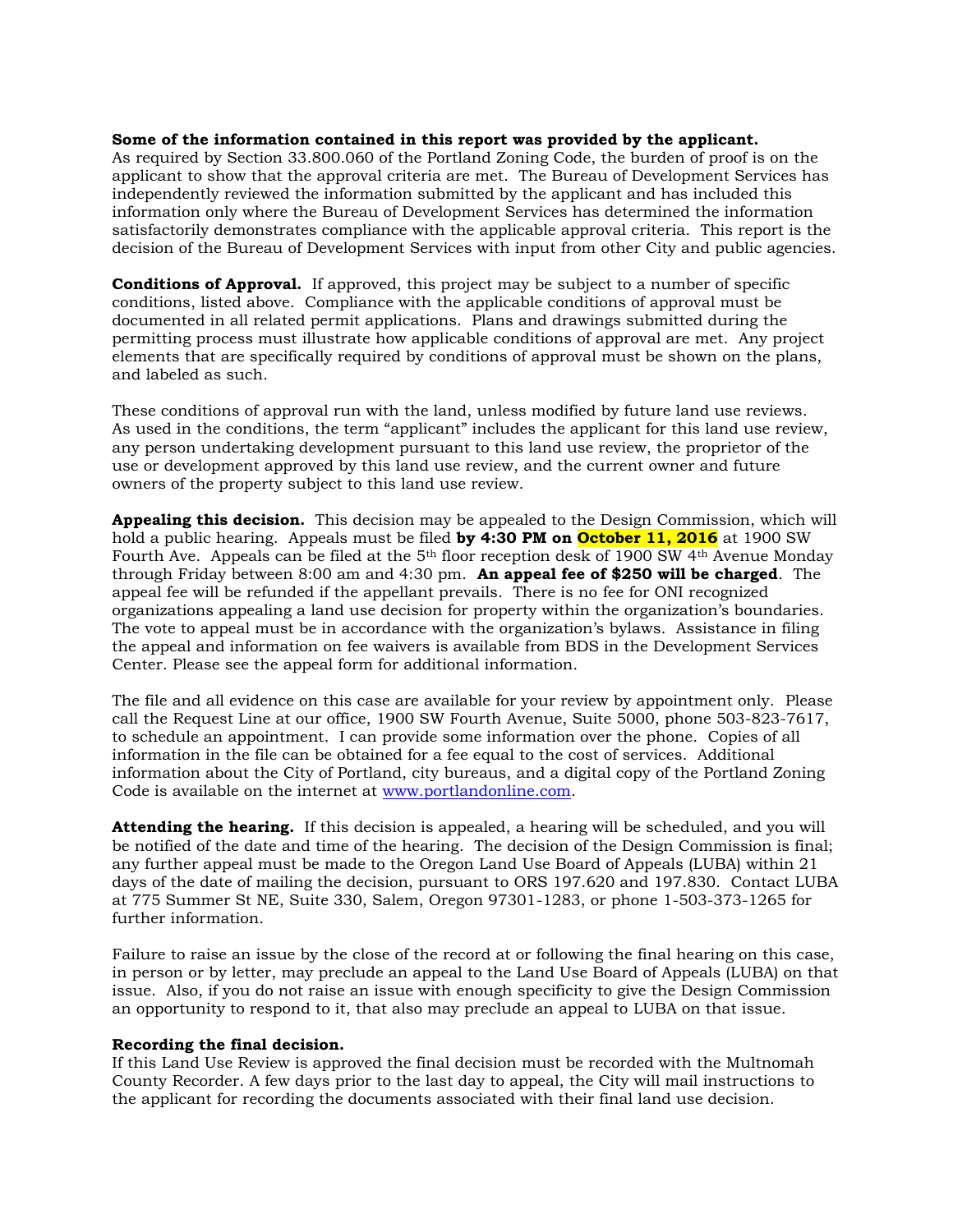**Some of the information contained in this report was provided by the applicant.** As required by Section 33.800.060 of the Portland Zoning Code, the burden of proof is on the applicant to show that the approval criteria are met. The Bureau of Development Services has independently reviewed the information submitted by the applicant and has included this information only where the Bureau of Development Services has determined the information satisfactorily demonstrates compliance with the applicable approval criteria. This report is the decision of the Bureau of Development Services with input from other City and public agencies.

**Conditions of Approval.** If approved, this project may be subject to a number of specific conditions, listed above. Compliance with the applicable conditions of approval must be documented in all related permit applications. Plans and drawings submitted during the permitting process must illustrate how applicable conditions of approval are met. Any project elements that are specifically required by conditions of approval must be shown on the plans, and labeled as such.

These conditions of approval run with the land, unless modified by future land use reviews. As used in the conditions, the term "applicant" includes the applicant for this land use review, any person undertaking development pursuant to this land use review, the proprietor of the use or development approved by this land use review, and the current owner and future owners of the property subject to this land use review.

**Appealing this decision.** This decision may be appealed to the Design Commission, which will hold a public hearing. Appeals must be filed **by 4:30 PM on October 11, 2016** at 1900 SW Fourth Ave. Appeals can be filed at the 5th floor reception desk of 1900 SW 4th Avenue Monday through Friday between 8:00 am and 4:30 pm. **An appeal fee of $250 will be charged**. The appeal fee will be refunded if the appellant prevails. There is no fee for ONI recognized organizations appealing a land use decision for property within the organization's boundaries. The vote to appeal must be in accordance with the organization's bylaws. Assistance in filing the appeal and information on fee waivers is available from BDS in the Development Services Center. Please see the appeal form for additional information.

The file and all evidence on this case are available for your review by appointment only. Please call the Request Line at our office, 1900 SW Fourth Avenue, Suite 5000, phone 503-823-7617, to schedule an appointment. I can provide some information over the phone. Copies of all information in the file can be obtained for a fee equal to the cost of services. Additional information about the City of Portland, city bureaus, and a digital copy of the Portland Zoning Code is available on the internet at www.portlandonline.com.

**Attending the hearing.** If this decision is appealed, a hearing will be scheduled, and you will be notified of the date and time of the hearing. The decision of the Design Commission is final; any further appeal must be made to the Oregon Land Use Board of Appeals (LUBA) within 21 days of the date of mailing the decision, pursuant to ORS 197.620 and 197.830. Contact LUBA at 775 Summer St NE, Suite 330, Salem, Oregon 97301-1283, or phone 1-503-373-1265 for further information.

Failure to raise an issue by the close of the record at or following the final hearing on this case, in person or by letter, may preclude an appeal to the Land Use Board of Appeals (LUBA) on that issue. Also, if you do not raise an issue with enough specificity to give the Design Commission an opportunity to respond to it, that also may preclude an appeal to LUBA on that issue.

**Recording the final decision.**
If this Land Use Review is approved the final decision must be recorded with the Multnomah County Recorder. A few days prior to the last day to appeal, the City will mail instructions to the applicant for recording the documents associated with their final land use decision.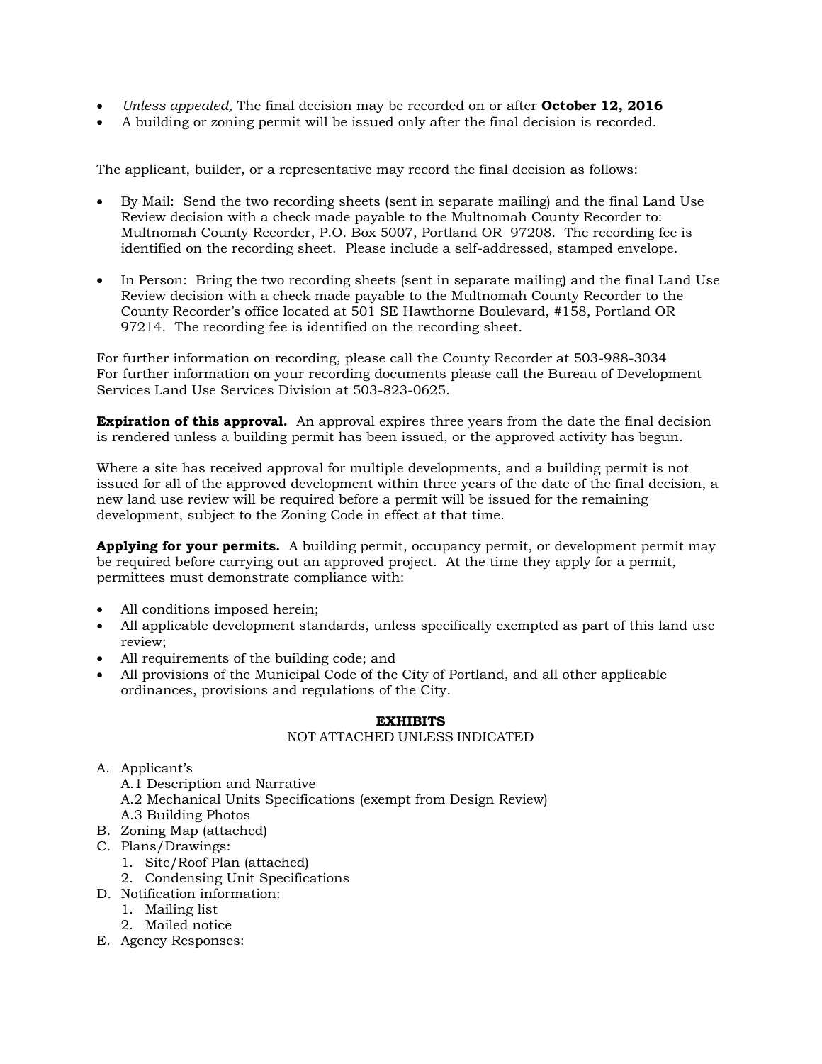- *Unless appealed,* The final decision may be recorded on or after **October 12, 2016**
- A building or zoning permit will be issued only after the final decision is recorded.

The applicant, builder, or a representative may record the final decision as follows:

- By Mail: Send the two recording sheets (sent in separate mailing) and the final Land Use Review decision with a check made payable to the Multnomah County Recorder to: Multnomah County Recorder, P.O. Box 5007, Portland OR 97208. The recording fee is identified on the recording sheet. Please include a self-addressed, stamped envelope.

- In Person: Bring the two recording sheets (sent in separate mailing) and the final Land Use Review decision with a check made payable to the Multnomah County Recorder to the County Recorder's office located at 501 SE Hawthorne Boulevard, #158, Portland OR 97214. The recording fee is identified on the recording sheet.

For further information on recording, please call the County Recorder at 503-988-3034
For further information on your recording documents please call the Bureau of Development Services Land Use Services Division at 503-823-0625.

**Expiration of this approval.** An approval expires three years from the date the final decision is rendered unless a building permit has been issued, or the approved activity has begun.

Where a site has received approval for multiple developments, and a building permit is not issued for all of the approved development within three years of the date of the final decision, a new land use review will be required before a permit will be issued for the remaining development, subject to the Zoning Code in effect at that time.

**Applying for your permits.** A building permit, occupancy permit, or development permit may be required before carrying out an approved project. At the time they apply for a permit, permittees must demonstrate compliance with:

- All conditions imposed herein;
- All applicable development standards, unless specifically exempted as part of this land use review;
- All requirements of the building code; and
- All provisions of the Municipal Code of the City of Portland, and all other applicable ordinances, provisions and regulations of the City.

**EXHIBITS**
NOT ATTACHED UNLESS INDICATED

A. Applicant's
   - A.1 Description and Narrative
   - A.2 Mechanical Units Specifications (exempt from Design Review)
   - A.3 Building Photos

B. Zoning Map (attached)

C. Plans/Drawings:
   1. Site/Roof Plan (attached)
   2. Condensing Unit Specifications

D. Notification information:
   1. Mailing list
   2. Mailed notice

E. Agency Responses: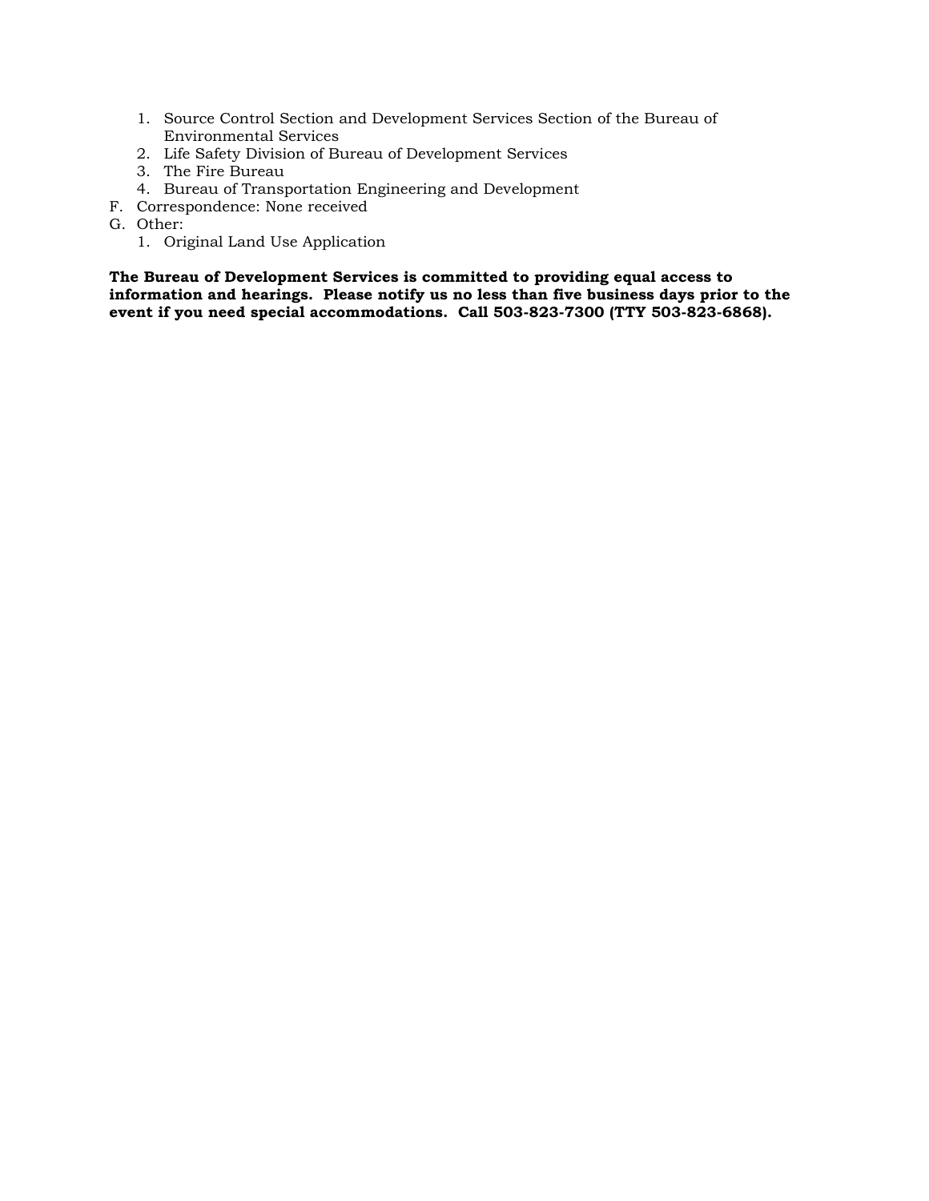1. Source Control Section and Development Services Section of the Bureau of Environmental Services
   2. Life Safety Division of Bureau of Development Services
   3. The Fire Bureau
   4. Bureau of Transportation Engineering and Development

F. Correspondence: None received

G. Other:
   1. Original Land Use Application

**The Bureau of Development Services is committed to providing equal access to information and hearings. Please notify us no less than five business days prior to the event if you need special accommodations. Call 503-823-7300 (TTY 503-823-6868).**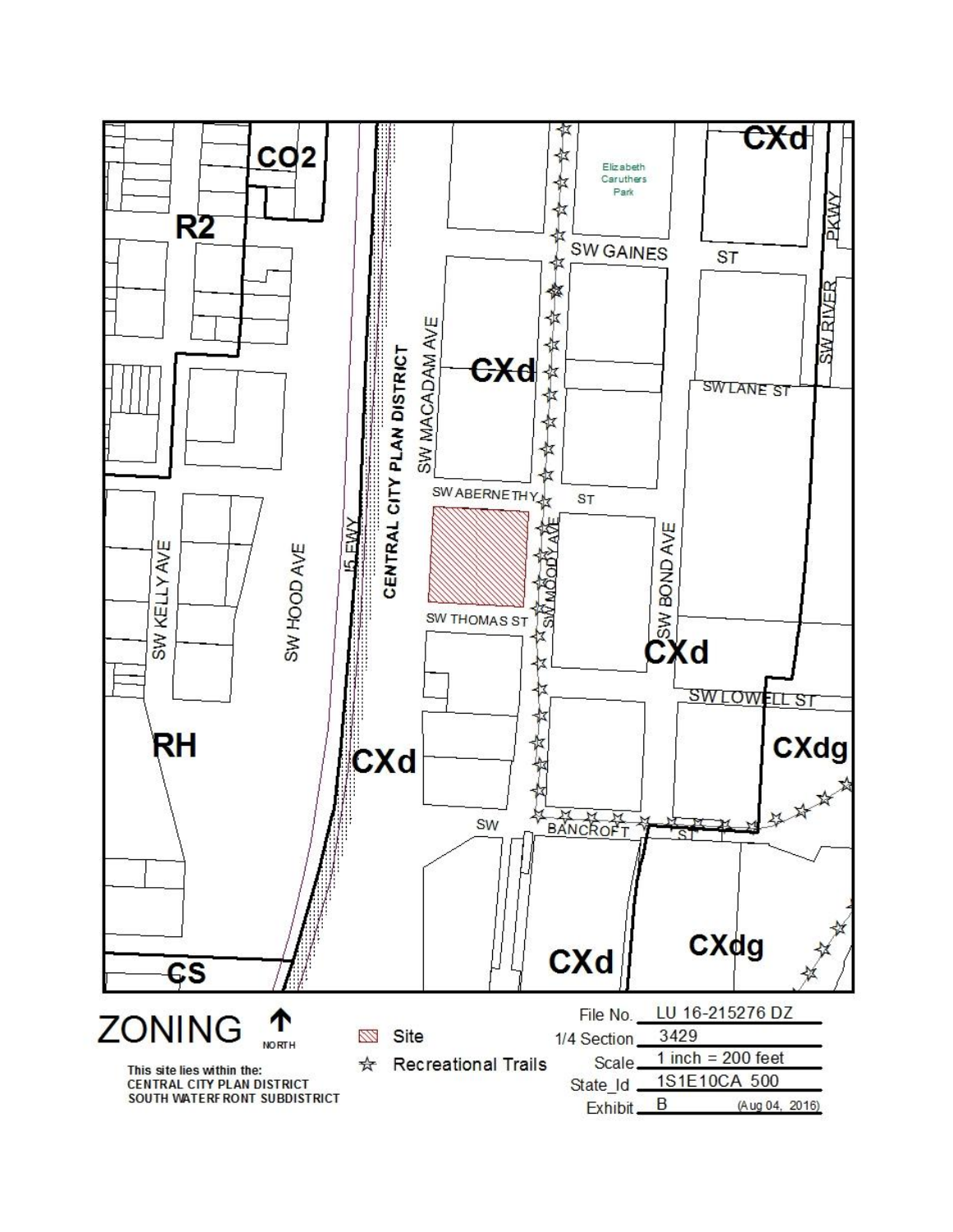# ZONING

NORTH

This site lies within the:
CENTRAL CITY PLAN DISTRICT
SOUTH WATERFRONT SUBDISTRICT

Site

☆ Recreational Trails

| | |
|---|---|
| File No. | LU 16-215276 DZ |
| 1/4 Section | 3429 |
| Scale | 1 inch = 200 feet |
| State_Id | 1S1E10CA 500 |
| Exhibit | B (Aug 04, 2016) |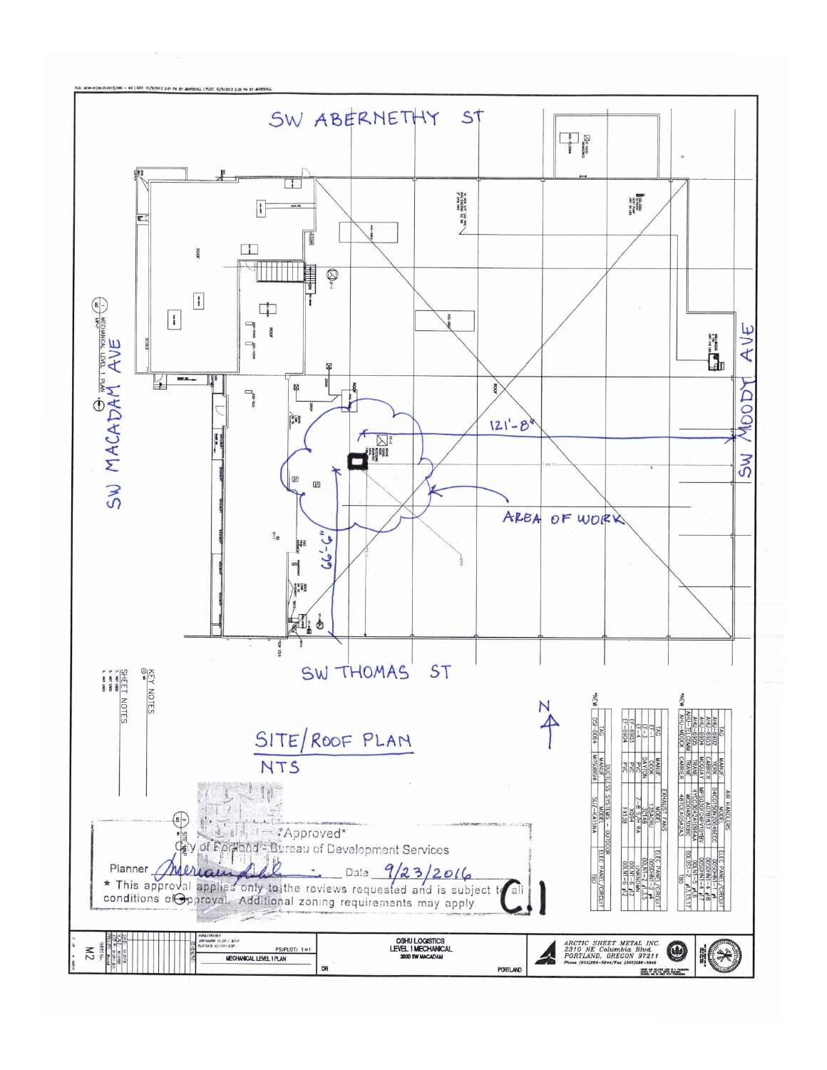SW ABERNETHY ST

SW MACADAM AVE

SW MOODY AVE

SW THOMAS ST

121'-8"

66'-6"

AREA OF WORK

N

SITE/ROOF PLAN

NTS

KEY NOTES

SHEET NOTES

| AIR HANDLERS | | | |
|---|---|---|---|
| TAG | MANUF | MODEL | ELEC PANEL/CIRCUIT |
| AHU-6902 | YORK | D4CG150N20046ECC | 00SDHN1-1 #8 |
| AHU-6903 | CARRIER | | 00SDHN1-4 #19 |
| AHU-6904 | MCQUAY | MPS030GGPVYDYRV | |
| AHU-6905 | TRANE | 4YCC3042A1096AA | 00LN1-5 #6 |
| AHU-SECOND | CARRIER | 48TCEA06A2A5 | 00LS1-2 #13,15,17 |
| *NEW AHU-MOOK | | | TBD |

| EXHAUST FANS | | | |
|---|---|---|---|
| TAG | MANUF | MODEL | ELEC PANEL/CIRCUIT |
| EF-1 | COOK | 135ACRU | 00SDHN1-2 #4 |
| EF-3 | DAYTON | 3C178 | 00LN1-2 #1,3,5 |
| EF-4 | PVC | 2-6-ST-RA | |
| EF-6903 | PVC | X034 | 00LN1-6 #2 |
| EF-5904 | PVC | FX138 | 00LN1-6 #2 |

| DUCTLESS SYSTEMS - OUTDOOR | | | |
|---|---|---|---|
| TAG | MANUF | MODEL | ELEC PANEL/CIRCUIT |
| *NEW DSI-0064 | MITSUBISHI | SUZ-KA15NA | TBD |

*Approved*
City of Portland - Bureau of Development Services
Planner _______________ Date 9/23/2016
* This approval applies only to the reviews requested and is subject to all conditions of approval. Additional zoning requirements may apply.

C.1

OSHU LOGISTICS
LEVEL 1 MECHANICAL
3930 SW MACADAM

MECHANICAL LEVEL 1 PLAN

PORTLAND OR

ARCTIC SHEET METAL INC.
2310 NE Columbia Blvd.
PORTLAND, OREGON 97211
Phone (503)288-5844/Fax (503)288-5849

M2